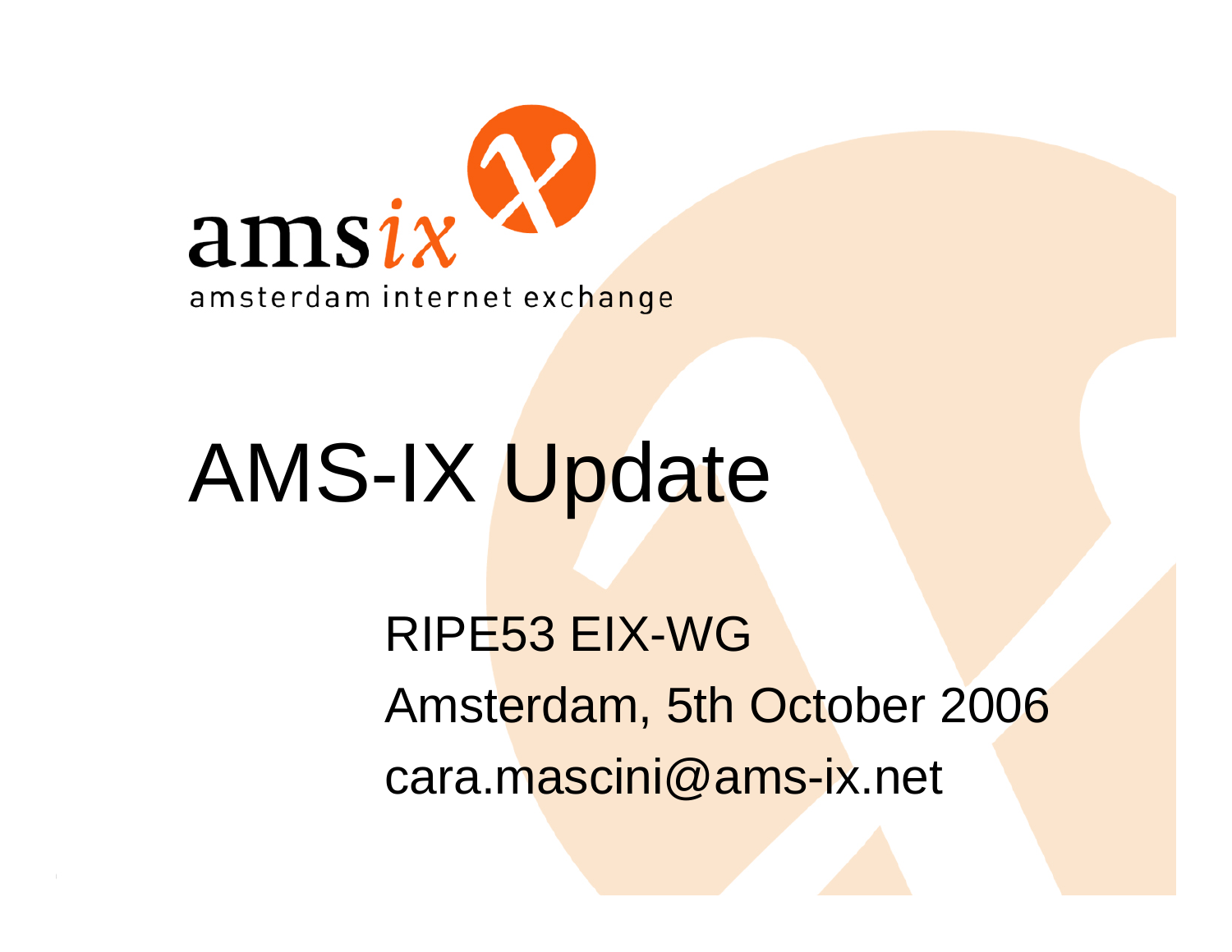amsix

amsterdam internet exchange

# AMS-IX Update

RIPE53 EIX-WG

Amsterdam, 5th October 2006

cara.mascini@ams-ix.net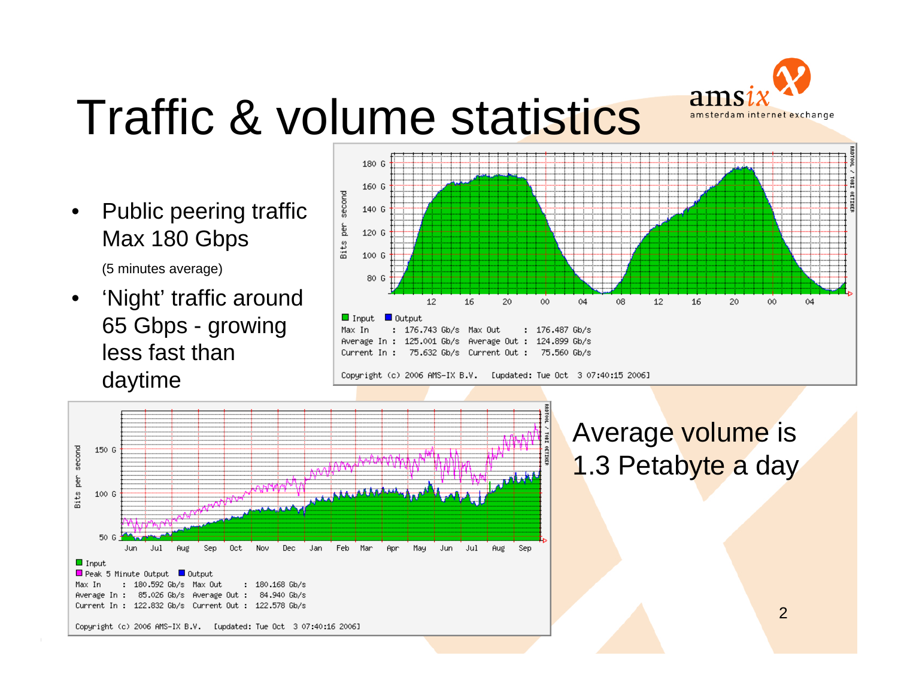# Traffic & volume statistics

- Public peering traffic Max 180 Gbps

  (5 minutes average)

- 'Night' traffic around 65 Gbps - growing less fast than daytime

Input / Output

Max In : 176.743 Gb/s Max Out : 176.487 Gb/s

Average In : 125.001 Gb/s Average Out : 124.899 Gb/s

Current In : 75.632 Gb/s Current Out : 75.560 Gb/s

Copyright (c) 2006 AMS-IX B.V. [updated: Tue Oct 3 07:40:15 2006]

Input / Peak 5 Minute Output / Output

Max In : 180.592 Gb/s Max Out : 180.168 Gb/s

Average In : 85.026 Gb/s Average Out : 84.940 Gb/s

Current In : 122.832 Gb/s Current Out : 122.578 Gb/s

Copyright (c) 2006 AMS-IX B.V. [updated: Tue Oct 3 07:40:16 2006]

Average volume is 1.3 Petabyte a day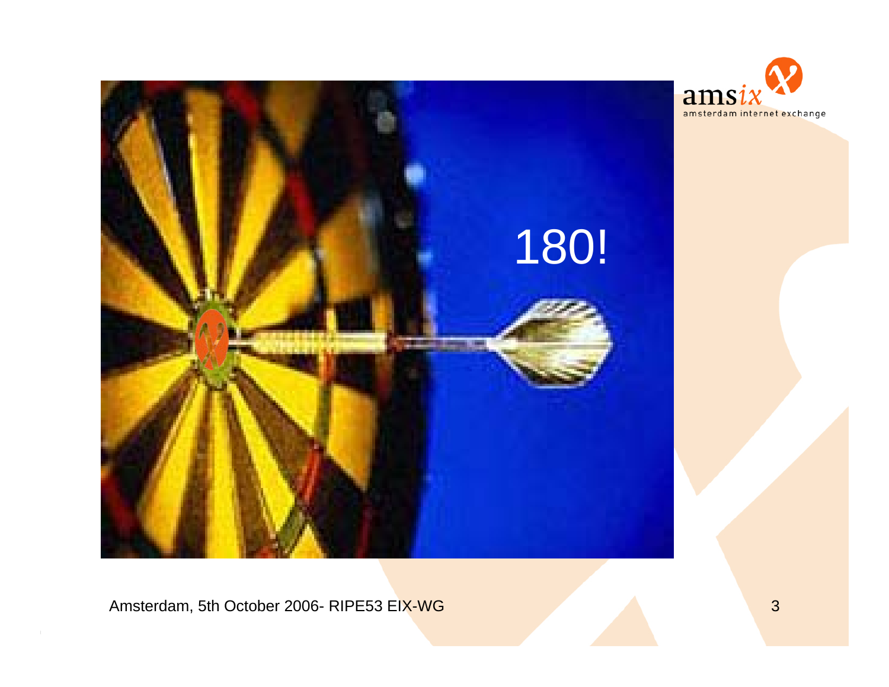180!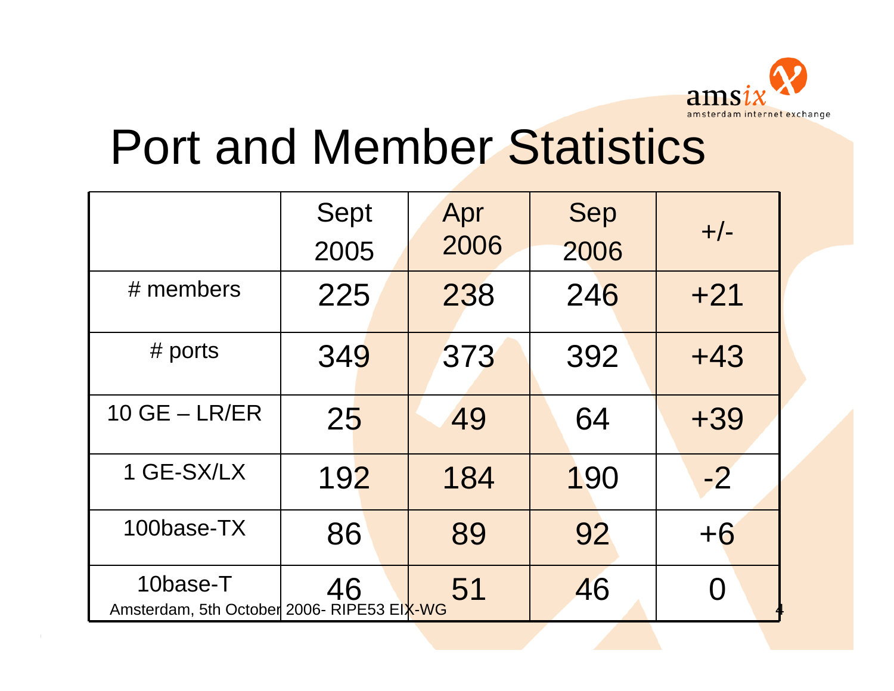# Port and Member Statistics

| | Sept 2005 | Apr 2006 | Sep 2006 | +/- |
|---|---|---|---|---|
| # members | 225 | 238 | 246 | +21 |
| # ports | 349 | 373 | 392 | +43 |
| 10 GE – LR/ER | 25 | 49 | 64 | +39 |
| 1 GE-SX/LX | 192 | 184 | 190 | -2 |
| 100base-TX | 86 | 89 | 92 | +6 |
| 10base-T | 46 | 51 | 46 | 0 |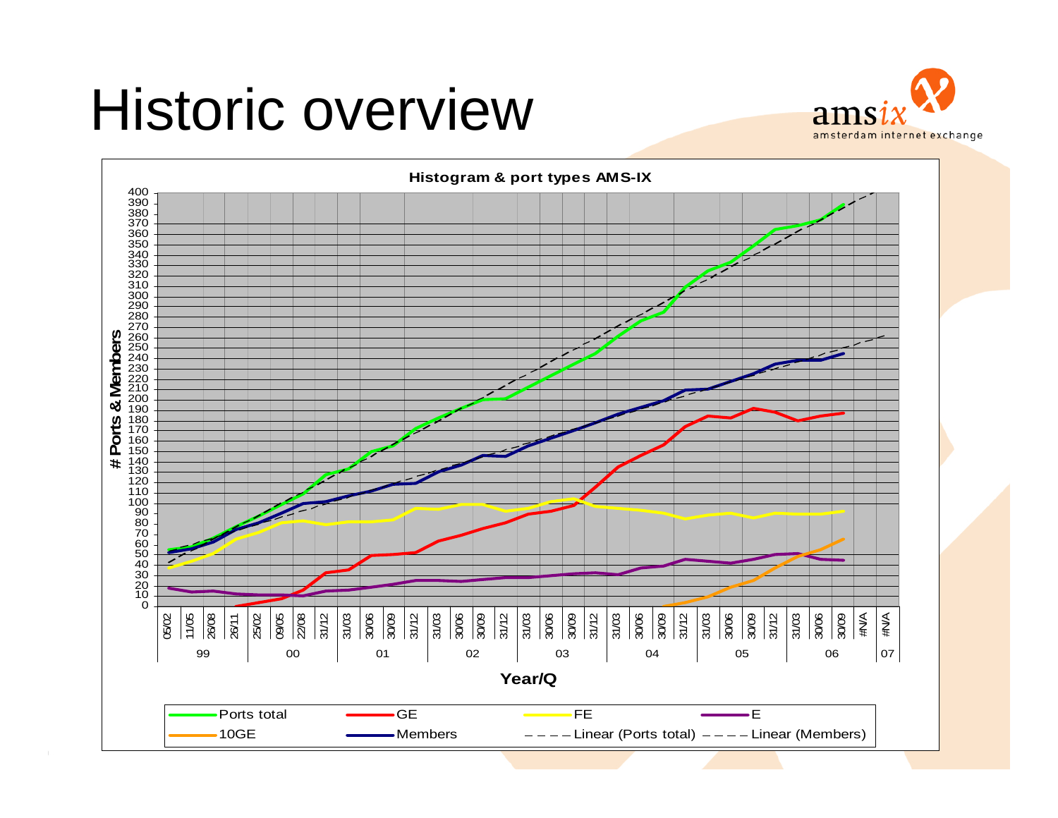# Historic overview

amsix
amsterdam internet exchange

**Histogram & port types AMS-IX**

# Ports & Members

Year/Q

Legend: Ports total, GE, FE, E, 10GE, Members, Linear (Ports total), Linear (Members)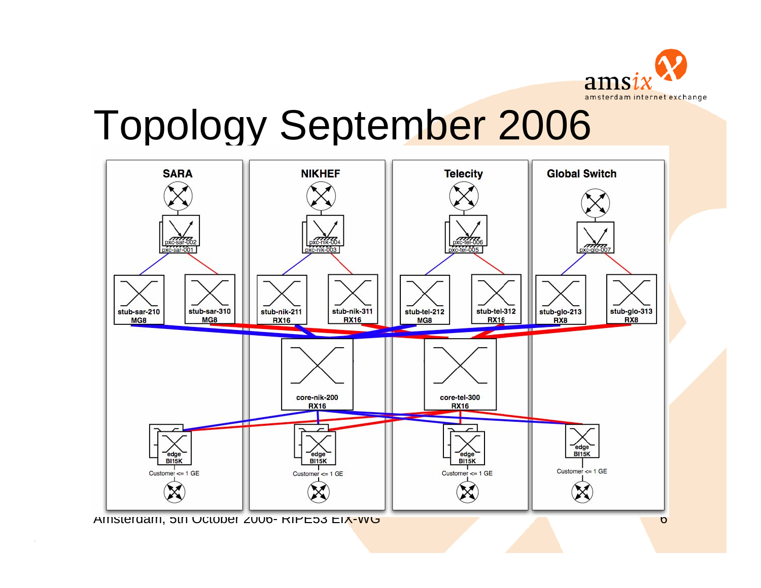# Topology September 2006

## SARA

pxc-sar-002
pxc-sar-001

stub-sar-210
MG8

stub-sar-310
MG8

edge
BI15K

Customer <= 1 GE

## NIKHEF

pxc-nik-004
pxc-nik-003

stub-nik-211
RX16

stub-nik-311
RX16

core-nik-200
RX16

edge
BI15K

Customer <= 1 GE

## Telecity

pxc-tel-006
pxc-tel-005

stub-tel-212
MG8

stub-tel-312
RX16

core-tel-300
RX16

edge
BI15K

Customer <= 1 GE

## Global Switch

pxc-glo-007

stub-glo-213
RX8

stub-glo-313
RX8

edge
BI15K

Customer <= 1 GE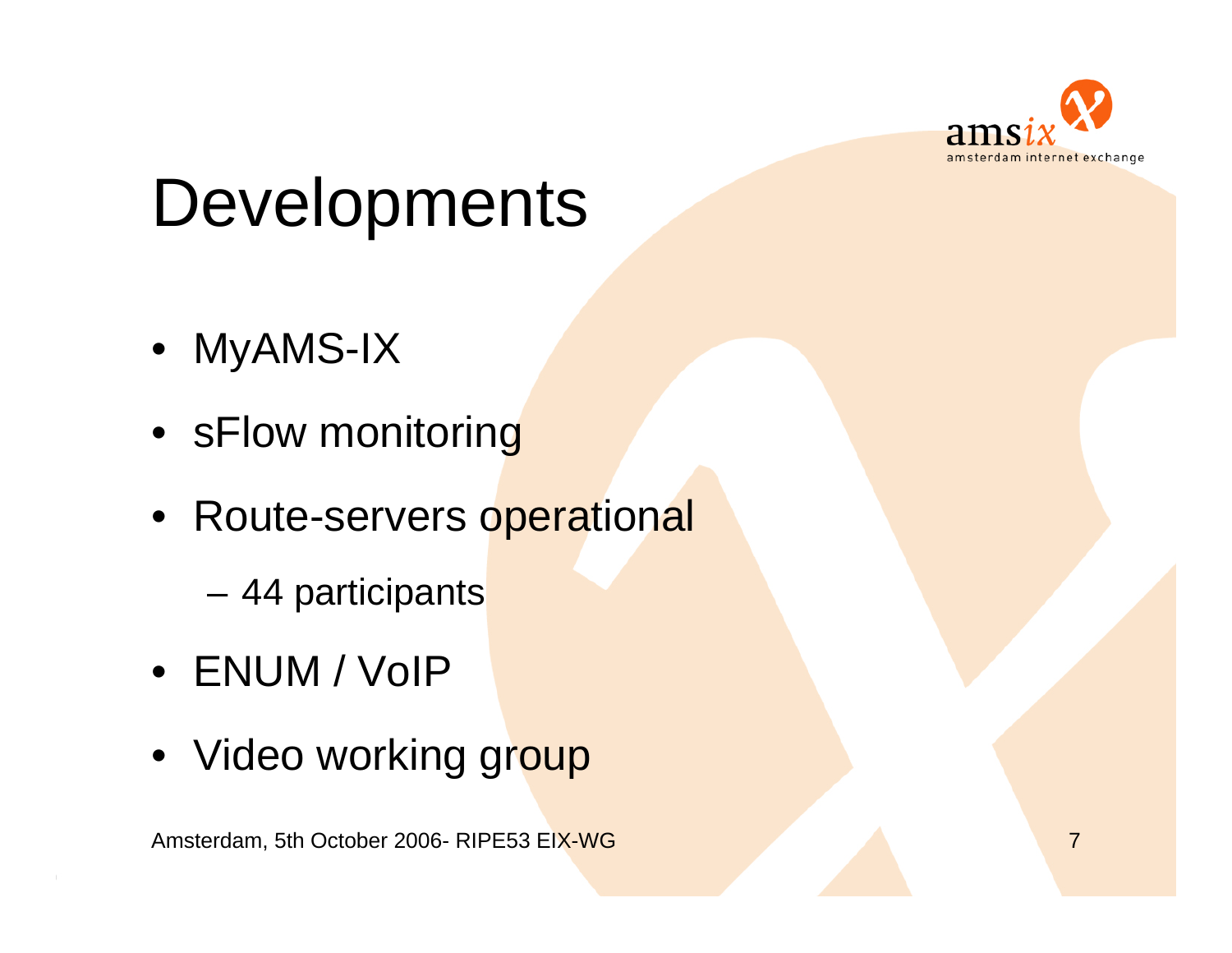# Developments

- MyAMS-IX
- sFlow monitoring
- Route-servers operational
  - 44 participants
- ENUM / VoIP
- Video working group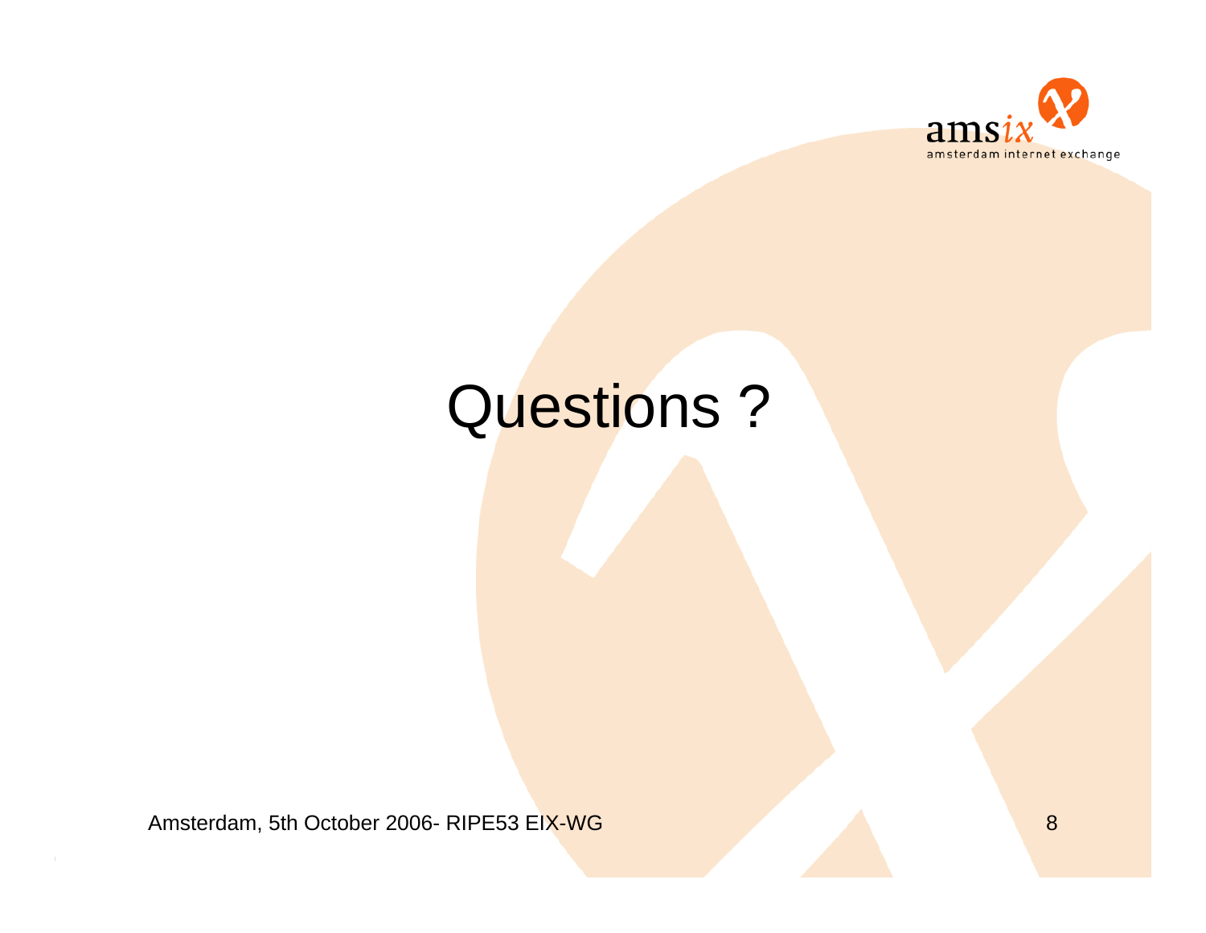# Questions ?